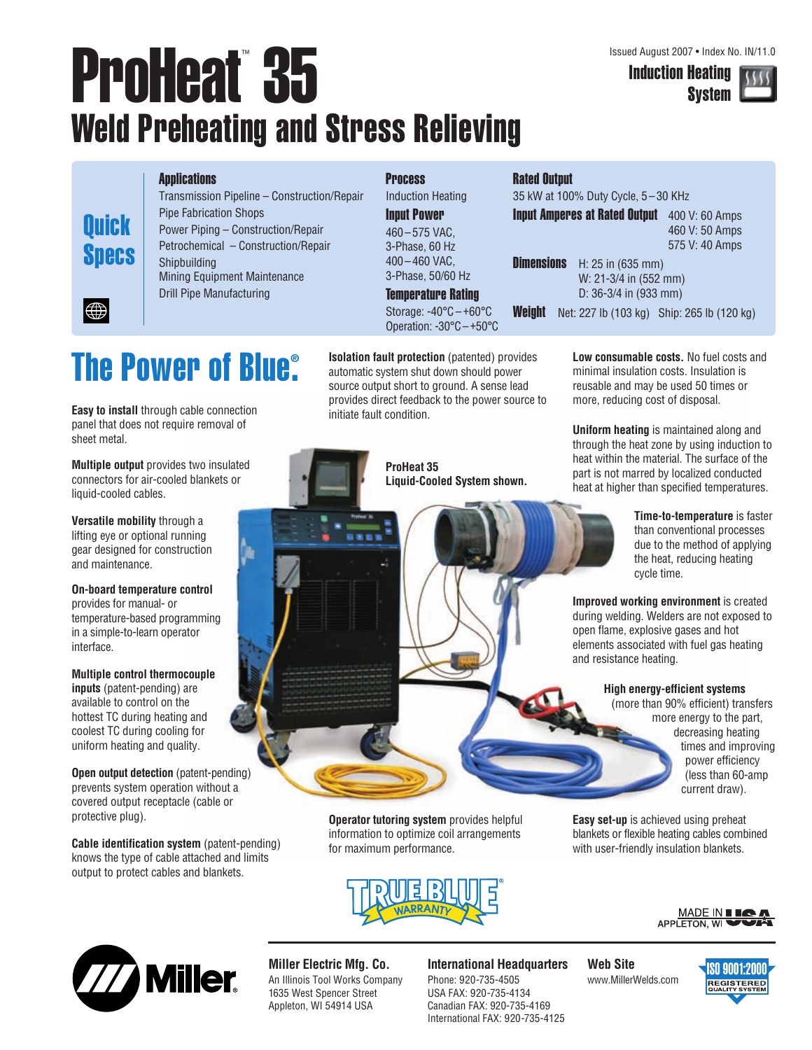Issued August 2007 • Index No. IN/11.0

**Induction Heating System**

# ProHeat™ 35

## Weld Preheating and Stress Relieving

### Quick Specs

**Applications**
Transmission Pipeline – Construction/Repair
Pipe Fabrication Shops
Power Piping – Construction/Repair
Petrochemical – Construction/Repair
Shipbuilding
Mining Equipment Maintenance
Drill Pipe Manufacturing

**Process**
Induction Heating

**Input Power**
460–575 VAC, 3-Phase, 60 Hz
400–460 VAC, 3-Phase, 50/60 Hz

**Temperature Rating**
Storage: -40°C – +60°C
Operation: -30°C – +50°C

**Rated Output**
35 kW at 100% Duty Cycle, 5–30 KHz

**Input Amperes at Rated Output**
400 V: 60 Amps
460 V: 50 Amps
575 V: 40 Amps

**Dimensions**
H: 25 in (635 mm)
W: 21-3/4 in (552 mm)
D: 36-3/4 in (933 mm)

**Weight**
Net: 227 lb (103 kg) Ship: 265 lb (120 kg)

## The Power of Blue®

**Easy to install** through cable connection panel that does not require removal of sheet metal.

**Multiple output** provides two insulated connectors for air-cooled blankets or liquid-cooled cables.

**Versatile mobility** through a lifting eye or optional running gear designed for construction and maintenance.

**On-board temperature control** provides for manual- or temperature-based programming in a simple-to-learn operator interface.

**Multiple control thermocouple inputs** (patent-pending) are available to control on the hottest TC during heating and coolest TC during cooling for uniform heating and quality.

**Open output detection** (patent-pending) prevents system operation without a covered output receptacle (cable or protective plug).

**Cable identification system** (patent-pending) knows the type of cable attached and limits output to protect cables and blankets.

**Isolation fault protection** (patented) provides automatic system shut down should power source output short to ground. A sense lead provides direct feedback to the power source to initiate fault condition.

ProHeat 35 Liquid-Cooled System shown.

**Operator tutoring system** provides helpful information to optimize coil arrangements for maximum performance.

**Low consumable costs.** No fuel costs and minimal insulation costs. Insulation is reusable and may be used 50 times or more, reducing cost of disposal.

**Uniform heating** is maintained along and through the heat zone by using induction to heat within the material. The surface of the part is not marred by localized conducted heat at higher than specified temperatures.

**Time-to-temperature** is faster than conventional processes due to the method of applying the heat, reducing heating cycle time.

**Improved working environment** is created during welding. Welders are not exposed to open flame, explosive gases and hot elements associated with fuel gas heating and resistance heating.

**High energy-efficient systems** (more than 90% efficient) transfers more energy to the part, decreasing heating times and improving power efficiency (less than 60-amp current draw).

**Easy set-up** is achieved using preheat blankets or flexible heating cables combined with user-friendly insulation blankets.

TRUE BLUE® WARRANTY

MADE IN USA — APPLETON, WI

**Miller Electric Mfg. Co.**
An Illinois Tool Works Company
1635 West Spencer Street
Appleton, WI 54914 USA

**International Headquarters**
Phone: 920-735-4505
USA FAX: 920-735-4134
Canadian FAX: 920-735-4169
International FAX: 920-735-4125

**Web Site**
www.MillerWelds.com

ISO 9001:2000 REGISTERED QUALITY SYSTEM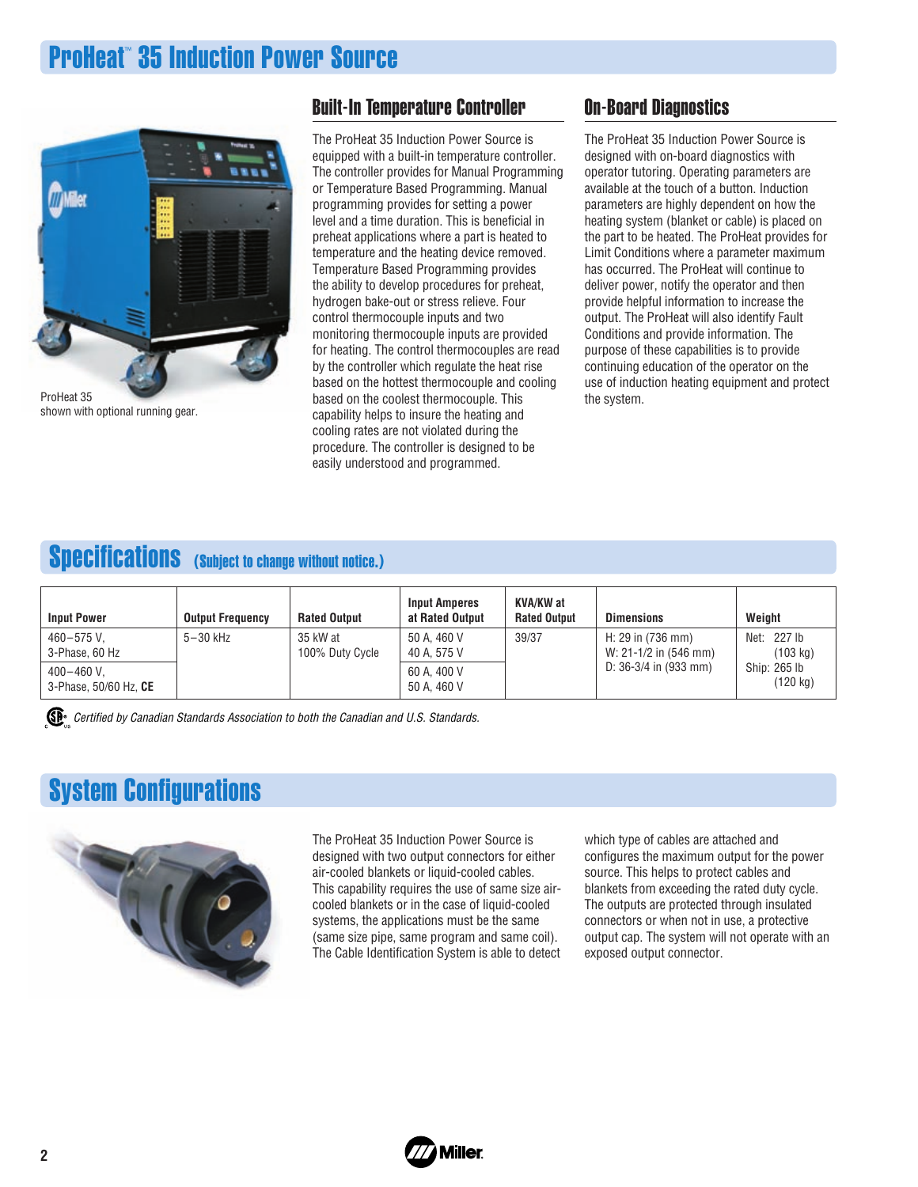# ProHeat™ 35 Induction Power Source

ProHeat 35
shown with optional running gear.

## Built-In Temperature Controller

The ProHeat 35 Induction Power Source is equipped with a built-in temperature controller. The controller provides for Manual Programming or Temperature Based Programming. Manual programming provides for setting a power level and a time duration. This is beneficial in preheat applications where a part is heated to temperature and the heating device removed. Temperature Based Programming provides the ability to develop procedures for preheat, hydrogen bake-out or stress relieve. Four control thermocouple inputs and two monitoring thermocouple inputs are provided for heating. The control thermocouples are read by the controller which regulate the heat rise based on the hottest thermocouple and cooling based on the coolest thermocouple. This capability helps to insure the heating and cooling rates are not violated during the procedure. The controller is designed to be easily understood and programmed.

## On-Board Diagnostics

The ProHeat 35 Induction Power Source is designed with on-board diagnostics with operator tutoring. Operating parameters are available at the touch of a button. Induction parameters are highly dependent on how the heating system (blanket or cable) is placed on the part to be heated. The ProHeat provides for Limit Conditions where a parameter maximum has occurred. The ProHeat will continue to deliver power, notify the operator and then provide helpful information to increase the output. The ProHeat will also identify Fault Conditions and provide information. The purpose of these capabilities is to provide continuing education of the operator on the use of induction heating equipment and protect the system.

# Specifications (Subject to change without notice.)

| Input Power | Output Frequency | Rated Output | Input Amperes at Rated Output | KVA/KW at Rated Output | Dimensions | Weight |
|---|---|---|---|---|---|---|
| 460–575 V, 3-Phase, 60 Hz | 5–30 kHz | 35 kW at 100% Duty Cycle | 50 A, 460 V<br>40 A, 575 V | 39/37 | H: 29 in (736 mm)<br>W: 21-1/2 in (546 mm)<br>D: 36-3/4 in (933 mm) | Net: 227 lb (103 kg)<br>Ship: 265 lb (120 kg) |
| 400–460 V, 3-Phase, 50/60 Hz, **CE** | | | 60 A, 400 V<br>50 A, 460 V | | | |

*Certified by Canadian Standards Association to both the Canadian and U.S. Standards.*

# System Configurations

The ProHeat 35 Induction Power Source is designed with two output connectors for either air-cooled blankets or liquid-cooled cables. This capability requires the use of same size air-cooled blankets or in the case of liquid-cooled systems, the applications must be the same (same size pipe, same program and same coil). The Cable Identification System is able to detect which type of cables are attached and configures the maximum output for the power source. This helps to protect cables and blankets from exceeding the rated duty cycle. The outputs are protected through insulated connectors or when not in use, a protective output cap. The system will not operate with an exposed output connector.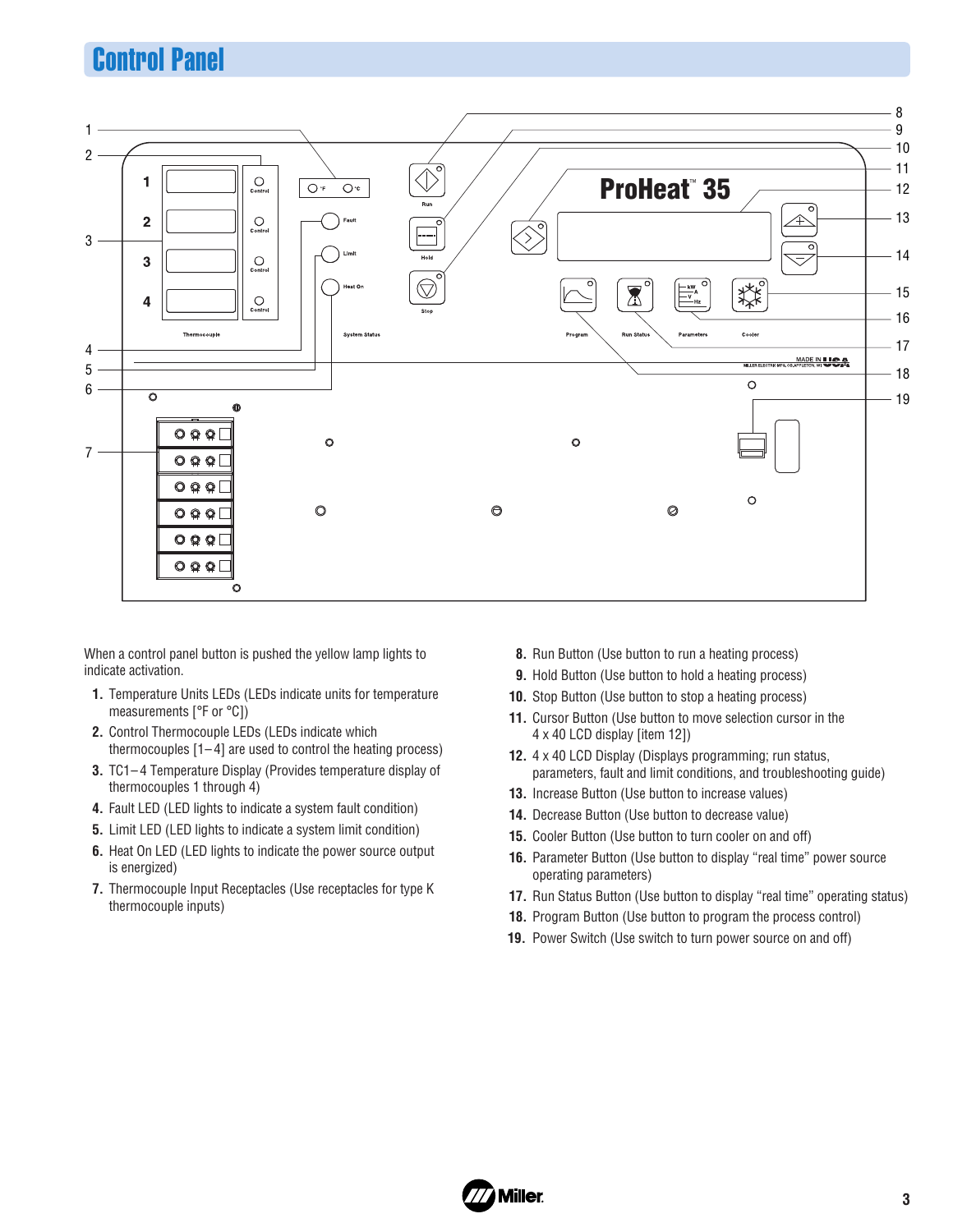# Control Panel

When a control panel button is pushed the yellow lamp lights to indicate activation.

1. Temperature Units LEDs (LEDs indicate units for temperature measurements [°F or °C])
2. Control Thermocouple LEDs (LEDs indicate which thermocouples [1–4] are used to control the heating process)
3. TC1–4 Temperature Display (Provides temperature display of thermocouples 1 through 4)
4. Fault LED (LED lights to indicate a system fault condition)
5. Limit LED (LED lights to indicate a system limit condition)
6. Heat On LED (LED lights to indicate the power source output is energized)
7. Thermocouple Input Receptacles (Use receptacles for type K thermocouple inputs)
8. Run Button (Use button to run a heating process)
9. Hold Button (Use button to hold a heating process)
10. Stop Button (Use button to stop a heating process)
11. Cursor Button (Use button to move selection cursor in the 4 x 40 LCD display [item 12])
12. 4 x 40 LCD Display (Displays programming; run status, parameters, fault and limit conditions, and troubleshooting guide)
13. Increase Button (Use button to increase values)
14. Decrease Button (Use button to decrease value)
15. Cooler Button (Use button to turn cooler on and off)
16. Parameter Button (Use button to display “real time” power source operating parameters)
17. Run Status Button (Use button to display “real time” operating status)
18. Program Button (Use button to program the process control)
19. Power Switch (Use switch to turn power source on and off)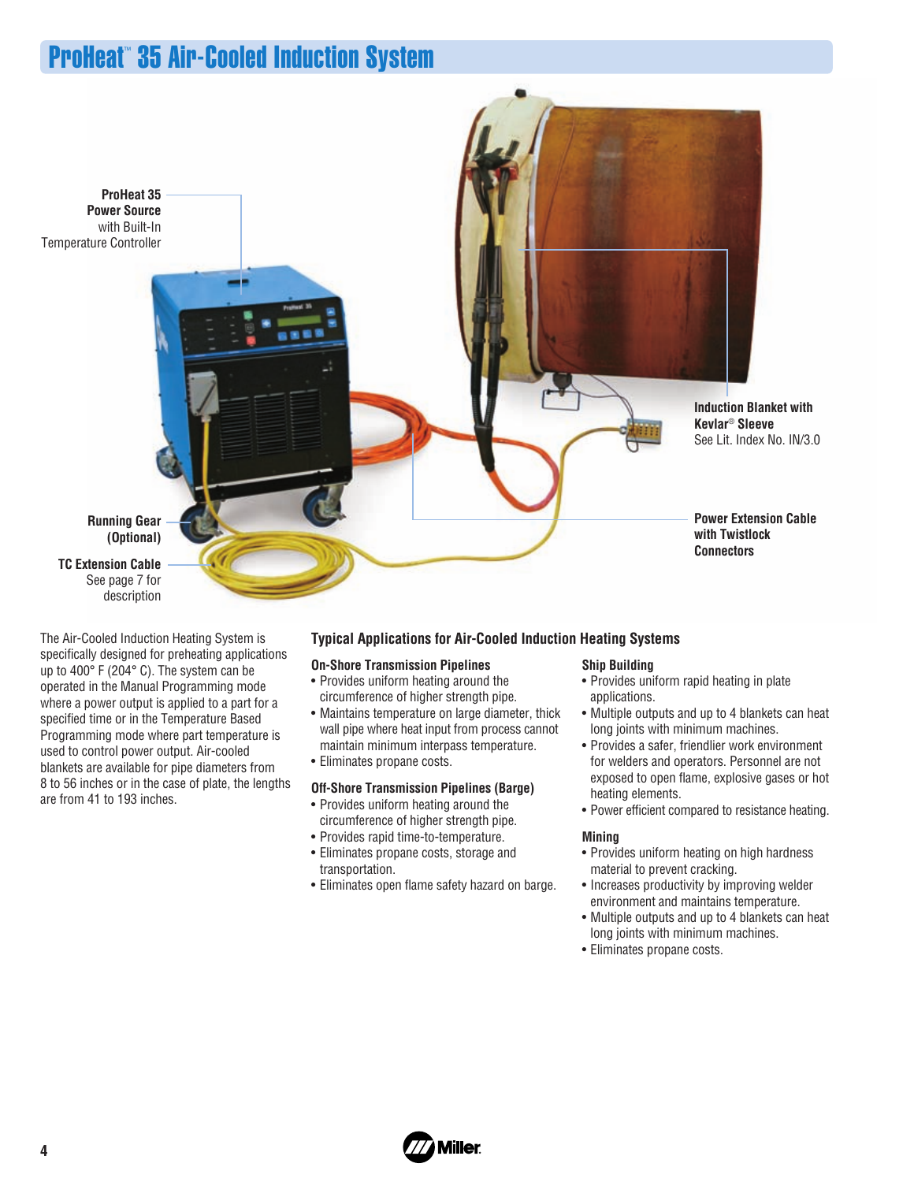# ProHeat™ 35 Air-Cooled Induction System

**ProHeat 35 Power Source** with Built-In Temperature Controller

**Induction Blanket with Kevlar® Sleeve**
See Lit. Index No. IN/3.0

**Running Gear (Optional)**

**TC Extension Cable**
See page 7 for description

**Power Extension Cable with Twistlock Connectors**

The Air-Cooled Induction Heating System is specifically designed for preheating applications up to 400° F (204° C). The system can be operated in the Manual Programming mode where a power output is applied to a part for a specified time or in the Temperature Based Programming mode where part temperature is used to control power output. Air-cooled blankets are available for pipe diameters from 8 to 56 inches or in the case of plate, the lengths are from 41 to 193 inches.

## Typical Applications for Air-Cooled Induction Heating Systems

### On-Shore Transmission Pipelines

- Provides uniform heating around the circumference of higher strength pipe.
- Maintains temperature on large diameter, thick wall pipe where heat input from process cannot maintain minimum interpass temperature.
- Eliminates propane costs.

### Off-Shore Transmission Pipelines (Barge)

- Provides uniform heating around the circumference of higher strength pipe.
- Provides rapid time-to-temperature.
- Eliminates propane costs, storage and transportation.
- Eliminates open flame safety hazard on barge.

### Ship Building

- Provides uniform rapid heating in plate applications.
- Multiple outputs and up to 4 blankets can heat long joints with minimum machines.
- Provides a safer, friendlier work environment for welders and operators. Personnel are not exposed to open flame, explosive gases or hot heating elements.
- Power efficient compared to resistance heating.

### Mining

- Provides uniform heating on high hardness material to prevent cracking.
- Increases productivity by improving welder environment and maintains temperature.
- Multiple outputs and up to 4 blankets can heat long joints with minimum machines.
- Eliminates propane costs.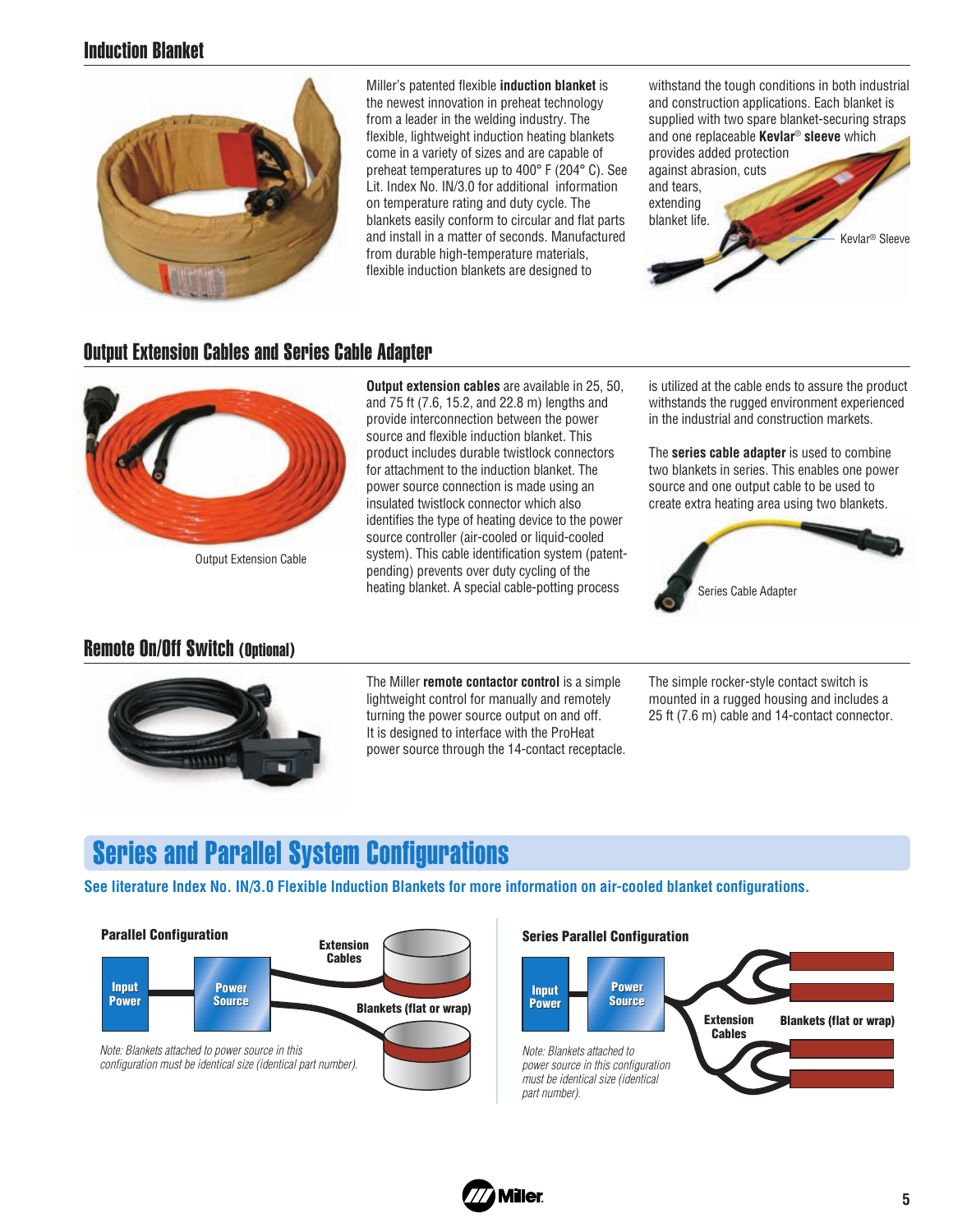## Induction Blanket

Miller's patented flexible **induction blanket** is the newest innovation in preheat technology from a leader in the welding industry. The flexible, lightweight induction heating blankets come in a variety of sizes and are capable of preheat temperatures up to 400° F (204° C). See Lit. Index No. IN/3.0 for additional information on temperature rating and duty cycle. The blankets easily conform to circular and flat parts and install in a matter of seconds. Manufactured from durable high-temperature materials, flexible induction blankets are designed to withstand the tough conditions in both industrial and construction applications. Each blanket is supplied with two spare blanket-securing straps and one replaceable **Kevlar® sleeve** which provides added protection against abrasion, cuts and tears, extending blanket life.

Kevlar® Sleeve

## Output Extension Cables and Series Cable Adapter

**Output extension cables** are available in 25, 50, and 75 ft (7.6, 15.2, and 22.8 m) lengths and provide interconnection between the power source and flexible induction blanket. This product includes durable twistlock connectors for attachment to the induction blanket. The power source connection is made using an insulated twistlock connector which also identifies the type of heating device to the power source controller (air-cooled or liquid-cooled system). This cable identification system (patent-pending) prevents over duty cycling of the heating blanket. A special cable-potting process is utilized at the cable ends to assure the product withstands the rugged environment experienced in the industrial and construction markets.

Output Extension Cable

The **series cable adapter** is used to combine two blankets in series. This enables one power source and one output cable to be used to create extra heating area using two blankets.

Series Cable Adapter

## Remote On/Off Switch (Optional)

The Miller **remote contactor control** is a simple lightweight control for manually and remotely turning the power source output on and off. It is designed to interface with the ProHeat power source through the 14-contact receptacle.

The simple rocker-style contact switch is mounted in a rugged housing and includes a 25 ft (7.6 m) cable and 14-contact connector.

# Series and Parallel System Configurations

**See literature Index No. IN/3.0 Flexible Induction Blankets for more information on air-cooled blanket configurations.**

### Parallel Configuration

Input Power — Power Source — Extension Cables — Blankets (flat or wrap)

*Note: Blankets attached to power source in this configuration must be identical size (identical part number).*

### Series Parallel Configuration

Input Power — Power Source — Extension Cables — Blankets (flat or wrap)

*Note: Blankets attached to power source in this configuration must be identical size (identical part number).*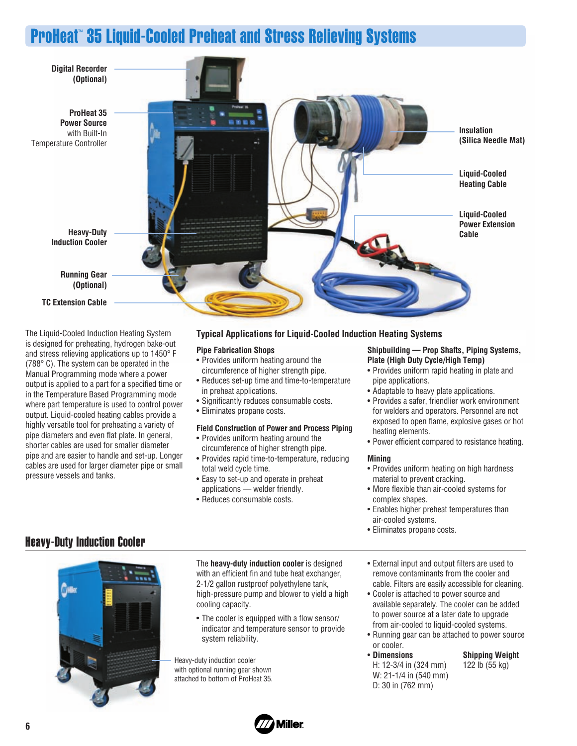# ProHeat™ 35 Liquid-Cooled Preheat and Stress Relieving Systems

Digital Recorder (Optional)

ProHeat 35 Power Source with Built-In Temperature Controller

Heavy-Duty Induction Cooler

Running Gear (Optional)

TC Extension Cable

Insulation (Silica Needle Mat)

Liquid-Cooled Heating Cable

Liquid-Cooled Power Extension Cable

The Liquid-Cooled Induction Heating System is designed for preheating, hydrogen bake-out and stress relieving applications up to 1450° F (788° C). The system can be operated in the Manual Programming mode where a power output is applied to a part for a specified time or in the Temperature Based Programming mode where part temperature is used to control power output. Liquid-cooled heating cables provide a highly versatile tool for preheating a variety of pipe diameters and even flat plate. In general, shorter cables are used for smaller diameter pipe and are easier to handle and set-up. Longer cables are used for larger diameter pipe or small pressure vessels and tanks.

## Typical Applications for Liquid-Cooled Induction Heating Systems

### Pipe Fabrication Shops

- Provides uniform heating around the circumference of higher strength pipe.
- Reduces set-up time and time-to-temperature in preheat applications.
- Significantly reduces consumable costs.
- Eliminates propane costs.

### Field Construction of Power and Process Piping

- Provides uniform heating around the circumference of higher strength pipe.
- Provides rapid time-to-temperature, reducing total weld cycle time.
- Easy to set-up and operate in preheat applications — welder friendly.
- Reduces consumable costs.

### Shipbuilding — Prop Shafts, Piping Systems, Plate (High Duty Cycle/High Temp)

- Provides uniform rapid heating in plate and pipe applications.
- Adaptable to heavy plate applications.
- Provides a safer, friendlier work environment for welders and operators. Personnel are not exposed to open flame, explosive gases or hot heating elements.
- Power efficient compared to resistance heating.

### Mining

- Provides uniform heating on high hardness material to prevent cracking.
- More flexible than air-cooled systems for complex shapes.
- Enables higher preheat temperatures than air-cooled systems.
- Eliminates propane costs.

## Heavy-Duty Induction Cooler

Heavy-duty induction cooler with optional running gear shown attached to bottom of ProHeat 35.

The **heavy-duty induction cooler** is designed with an efficient fin and tube heat exchanger, 2-1/2 gallon rustproof polyethylene tank, high-pressure pump and blower to yield a high cooling capacity.

- The cooler is equipped with a flow sensor/ indicator and temperature sensor to provide system reliability.
- External input and output filters are used to remove contaminants from the cooler and cable. Filters are easily accessible for cleaning.
- Cooler is attached to power source and available separately. The cooler can be added to power source at a later date to upgrade from air-cooled to liquid-cooled systems.
- Running gear can be attached to power source or cooler.
- **Dimensions**
  H: 12-3/4 in (324 mm)
  W: 21-1/4 in (540 mm)
  D: 30 in (762 mm)

**Shipping Weight**
122 lb (55 kg)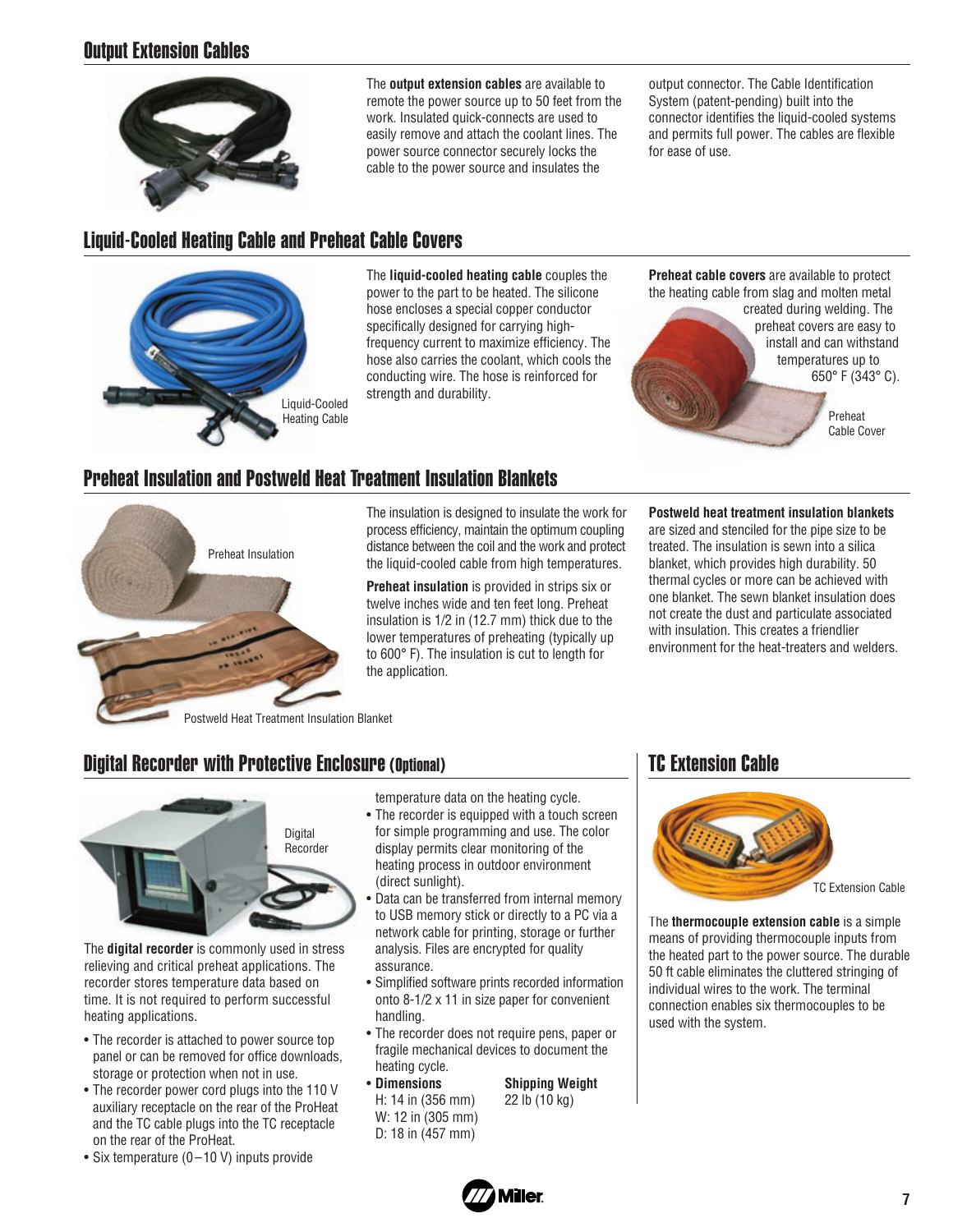## Output Extension Cables

The **output extension cables** are available to remote the power source up to 50 feet from the work. Insulated quick-connects are used to easily remove and attach the coolant lines. The power source connector securely locks the cable to the power source and insulates the output connector. The Cable Identification System (patent-pending) built into the connector identifies the liquid-cooled systems and permits full power. The cables are flexible for ease of use.

## Liquid-Cooled Heating Cable and Preheat Cable Covers

Liquid-Cooled Heating Cable

The **liquid-cooled heating cable** couples the power to the part to be heated. The silicone hose encloses a special copper conductor specifically designed for carrying high-frequency current to maximize efficiency. The hose also carries the coolant, which cools the conducting wire. The hose is reinforced for strength and durability.

**Preheat cable covers** are available to protect the heating cable from slag and molten metal created during welding. The preheat covers are easy to install and can withstand temperatures up to 650° F (343° C).

Preheat Cable Cover

## Preheat Insulation and Postweld Heat Treatment Insulation Blankets

Preheat Insulation

Postweld Heat Treatment Insulation Blanket

The insulation is designed to insulate the work for process efficiency, maintain the optimum coupling distance between the coil and the work and protect the liquid-cooled cable from high temperatures.

**Preheat insulation** is provided in strips six or twelve inches wide and ten feet long. Preheat insulation is 1/2 in (12.7 mm) thick due to the lower temperatures of preheating (typically up to 600° F). The insulation is cut to length for the application.

**Postweld heat treatment insulation blankets** are sized and stenciled for the pipe size to be treated. The insulation is sewn into a silica blanket, which provides high durability. 50 thermal cycles or more can be achieved with one blanket. The sewn blanket insulation does not create the dust and particulate associated with insulation. This creates a friendlier environment for the heat-treaters and welders.

## Digital Recorder with Protective Enclosure (Optional)

Digital Recorder

The **digital recorder** is commonly used in stress relieving and critical preheat applications. The recorder stores temperature data based on time. It is not required to perform successful heating applications.

- The recorder is attached to power source top panel or can be removed for office downloads, storage or protection when not in use.
- The recorder power cord plugs into the 110 V auxiliary receptacle on the rear of the ProHeat and the TC cable plugs into the TC receptacle on the rear of the ProHeat.
- Six temperature (0–10 V) inputs provide temperature data on the heating cycle.
- The recorder is equipped with a touch screen for simple programming and use. The color display permits clear monitoring of the heating process in outdoor environment (direct sunlight).
- Data can be transferred from internal memory to USB memory stick or directly to a PC via a network cable for printing, storage or further analysis. Files are encrypted for quality assurance.
- Simplified software prints recorded information onto 8-1/2 x 11 in size paper for convenient handling.
- The recorder does not require pens, paper or fragile mechanical devices to document the heating cycle.
- **Dimensions**
  H: 14 in (356 mm)
  W: 12 in (305 mm)
  D: 18 in (457 mm)

  **Shipping Weight**
  22 lb (10 kg)

## TC Extension Cable

TC Extension Cable

The **thermocouple extension cable** is a simple means of providing thermocouple inputs from the heated part to the power source. The durable 50 ft cable eliminates the cluttered stringing of individual wires to the work. The terminal connection enables six thermocouples to be used with the system.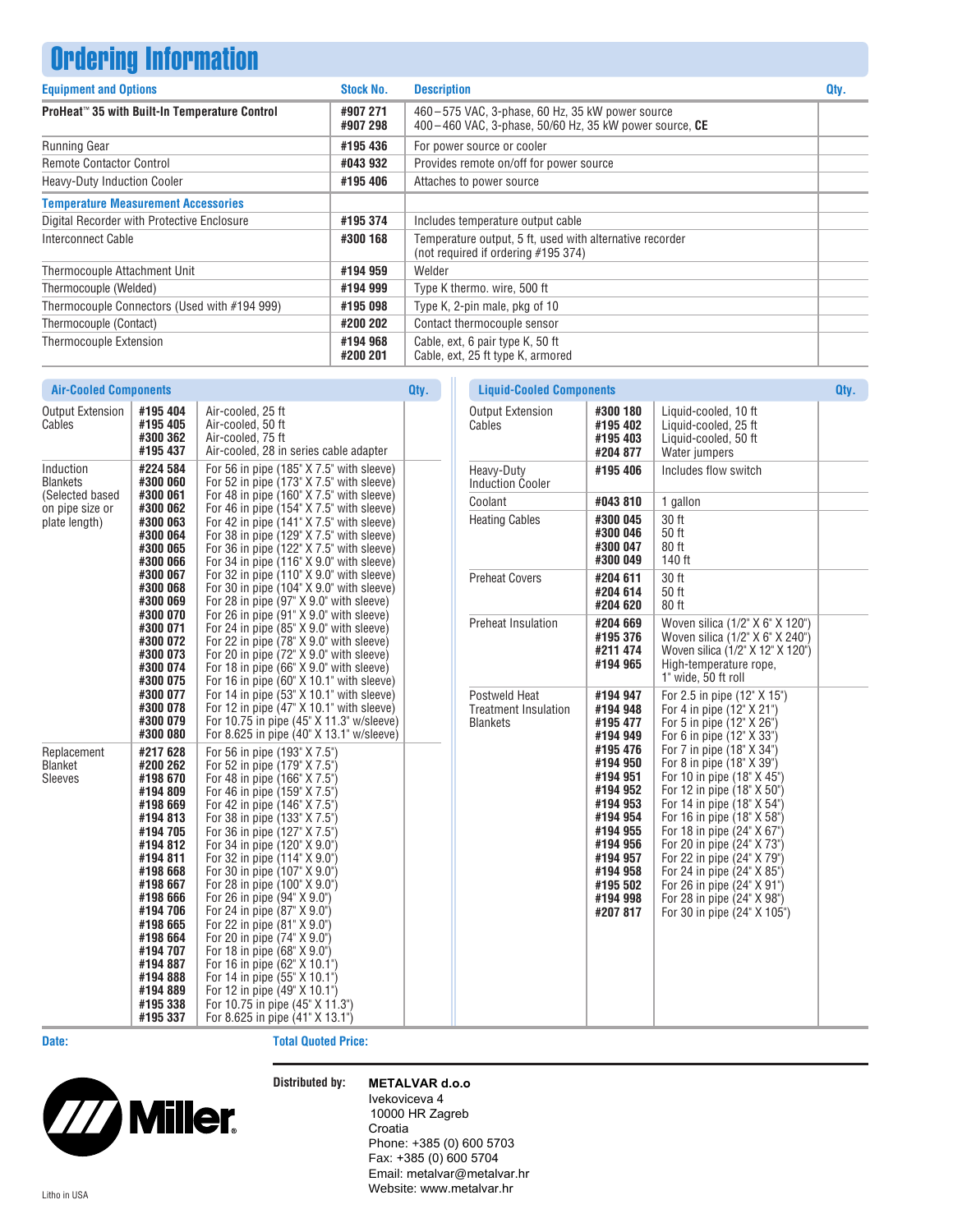# Ordering Information

| Equipment and Options | Stock No. | Description | Qty. |
|---|---|---|---|
| **ProHeat™ 35 with Built-In Temperature Control** | **#907 271**<br>**#907 298** | 460–575 VAC, 3-phase, 60 Hz, 35 kW power source<br>400–460 VAC, 3-phase, 50/60 Hz, 35 kW power source, **CE** | |
| Running Gear | **#195 436** | For power source or cooler | |
| Remote Contactor Control | **#043 932** | Provides remote on/off for power source | |
| Heavy-Duty Induction Cooler | **#195 406** | Attaches to power source | |
| **Temperature Measurement Accessories** | | | |
| Digital Recorder with Protective Enclosure | **#195 374** | Includes temperature output cable | |
| Interconnect Cable | **#300 168** | Temperature output, 5 ft, used with alternative recorder (not required if ordering #195 374) | |
| Thermocouple Attachment Unit | **#194 959** | Welder | |
| Thermocouple (Welded) | **#194 999** | Type K thermo. wire, 500 ft | |
| Thermocouple Connectors (Used with #194 999) | **#195 098** | Type K, 2-pin male, pkg of 10 | |
| Thermocouple (Contact) | **#200 202** | Contact thermocouple sensor | |
| Thermocouple Extension | **#194 968**<br>**#200 201** | Cable, ext, 6 pair type K, 50 ft<br>Cable, ext, 25 ft type K, armored | |

| Air-Cooled Components | | | Qty. |
|---|---|---|---|
| Output Extension Cables | **#195 404**<br>**#195 405**<br>**#300 362**<br>**#195 437** | Air-cooled, 25 ft<br>Air-cooled, 50 ft<br>Air-cooled, 75 ft<br>Air-cooled, 28 in series cable adapter | |
| Induction Blankets (Selected based on pipe size or plate length) | **#224 584**<br>**#300 060**<br>**#300 061**<br>**#300 062**<br>**#300 063**<br>**#300 064**<br>**#300 065**<br>**#300 066**<br>**#300 067**<br>**#300 068**<br>**#300 069**<br>**#300 070**<br>**#300 071**<br>**#300 072**<br>**#300 073**<br>**#300 074**<br>**#300 075**<br>**#300 077**<br>**#300 078**<br>**#300 079**<br>**#300 080** | For 56 in pipe (185" X 7.5" with sleeve)<br>For 52 in pipe (173" X 7.5" with sleeve)<br>For 48 in pipe (160" X 7.5" with sleeve)<br>For 46 in pipe (154" X 7.5" with sleeve)<br>For 42 in pipe (141" X 7.5" with sleeve)<br>For 38 in pipe (129" X 7.5" with sleeve)<br>For 36 in pipe (122" X 7.5" with sleeve)<br>For 34 in pipe (116" X 9.0" with sleeve)<br>For 32 in pipe (110" X 9.0" with sleeve)<br>For 30 in pipe (104" X 9.0" with sleeve)<br>For 28 in pipe (97" X 9.0" with sleeve)<br>For 26 in pipe (91" X 9.0" with sleeve)<br>For 24 in pipe (85" X 9.0" with sleeve)<br>For 22 in pipe (78" X 9.0" with sleeve)<br>For 20 in pipe (72" X 9.0" with sleeve)<br>For 18 in pipe (66" X 9.0" with sleeve)<br>For 16 in pipe (60" X 10.1" with sleeve)<br>For 14 in pipe (53" X 10.1" with sleeve)<br>For 12 in pipe (47" X 10.1" with sleeve)<br>For 10.75 in pipe (45" X 11.3" w/sleeve)<br>For 8.625 in pipe (40" X 13.1" w/sleeve) | |
| Replacement Blanket Sleeves | **#217 628**<br>**#200 262**<br>**#198 670**<br>**#194 809**<br>**#198 669**<br>**#194 813**<br>**#194 705**<br>**#194 812**<br>**#194 811**<br>**#198 668**<br>**#198 667**<br>**#198 666**<br>**#194 706**<br>**#198 665**<br>**#198 664**<br>**#194 707**<br>**#194 887**<br>**#194 888**<br>**#194 889**<br>**#195 338**<br>**#195 337** | For 56 in pipe (193" X 7.5")<br>For 52 in pipe (179" X 7.5")<br>For 48 in pipe (166" X 7.5")<br>For 46 in pipe (159" X 7.5")<br>For 42 in pipe (146" X 7.5")<br>For 38 in pipe (133" X 7.5")<br>For 36 in pipe (127" X 7.5")<br>For 34 in pipe (120" X 9.0")<br>For 32 in pipe (114" X 9.0")<br>For 30 in pipe (107" X 9.0")<br>For 28 in pipe (100" X 9.0")<br>For 26 in pipe (94" X 9.0")<br>For 24 in pipe (87" X 9.0")<br>For 22 in pipe (81" X 9.0")<br>For 20 in pipe (74" X 9.0")<br>For 18 in pipe (68" X 9.0")<br>For 16 in pipe (62" X 10.1")<br>For 14 in pipe (55" X 10.1")<br>For 12 in pipe (49" X 10.1")<br>For 10.75 in pipe (45" X 11.3")<br>For 8.625 in pipe (41" X 13.1") | |

| Liquid-Cooled Components | | | Qty. |
|---|---|---|---|
| Output Extension Cables | **#300 180**<br>**#195 402**<br>**#195 403**<br>**#204 877** | Liquid-cooled, 10 ft<br>Liquid-cooled, 25 ft<br>Liquid-cooled, 50 ft<br>Water jumpers | |
| Heavy-Duty Induction Cooler | **#195 406** | Includes flow switch | |
| Coolant | **#043 810** | 1 gallon | |
| Heating Cables | **#300 045**<br>**#300 046**<br>**#300 047**<br>**#300 049** | 30 ft<br>50 ft<br>80 ft<br>140 ft | |
| Preheat Covers | **#204 611**<br>**#204 614**<br>**#204 620** | 30 ft<br>50 ft<br>80 ft | |
| Preheat Insulation | **#204 669**<br>**#195 376**<br>**#211 474**<br>**#194 965** | Woven silica (1/2" X 6" X 120")<br>Woven silica (1/2" X 6" X 240")<br>Woven silica (1/2" X 12" X 120")<br>High-temperature rope, 1" wide, 50 ft roll | |
| Postweld Heat Treatment Insulation Blankets | **#194 947**<br>**#194 948**<br>**#195 477**<br>**#194 949**<br>**#195 476**<br>**#194 950**<br>**#194 951**<br>**#194 952**<br>**#194 953**<br>**#194 954**<br>**#194 955**<br>**#194 956**<br>**#194 957**<br>**#194 958**<br>**#195 502**<br>**#194 998**<br>**#207 817** | For 2.5 in pipe (12" X 15")<br>For 4 in pipe (12" X 21")<br>For 5 in pipe (12" X 26")<br>For 6 in pipe (12" X 33")<br>For 7 in pipe (18" X 34")<br>For 8 in pipe (18" X 39")<br>For 10 in pipe (18" X 45")<br>For 12 in pipe (18" X 50")<br>For 14 in pipe (18" X 54")<br>For 16 in pipe (18" X 58")<br>For 18 in pipe (24" X 67")<br>For 20 in pipe (24" X 73")<br>For 22 in pipe (24" X 79")<br>For 24 in pipe (24" X 85")<br>For 26 in pipe (24" X 91")<br>For 28 in pipe (24" X 98")<br>For 30 in pipe (24" X 105") | |

**Date:**

**Total Quoted Price:**

Miller

**Distributed by:**

**METALVAR d.o.o**
Ivekoviceva 4
10000 HR Zagreb
Croatia
Phone: +385 (0) 600 5703
Fax: +385 (0) 600 5704
Email: metalvar@metalvar.hr
Website: www.metalvar.hr

Litho in USA